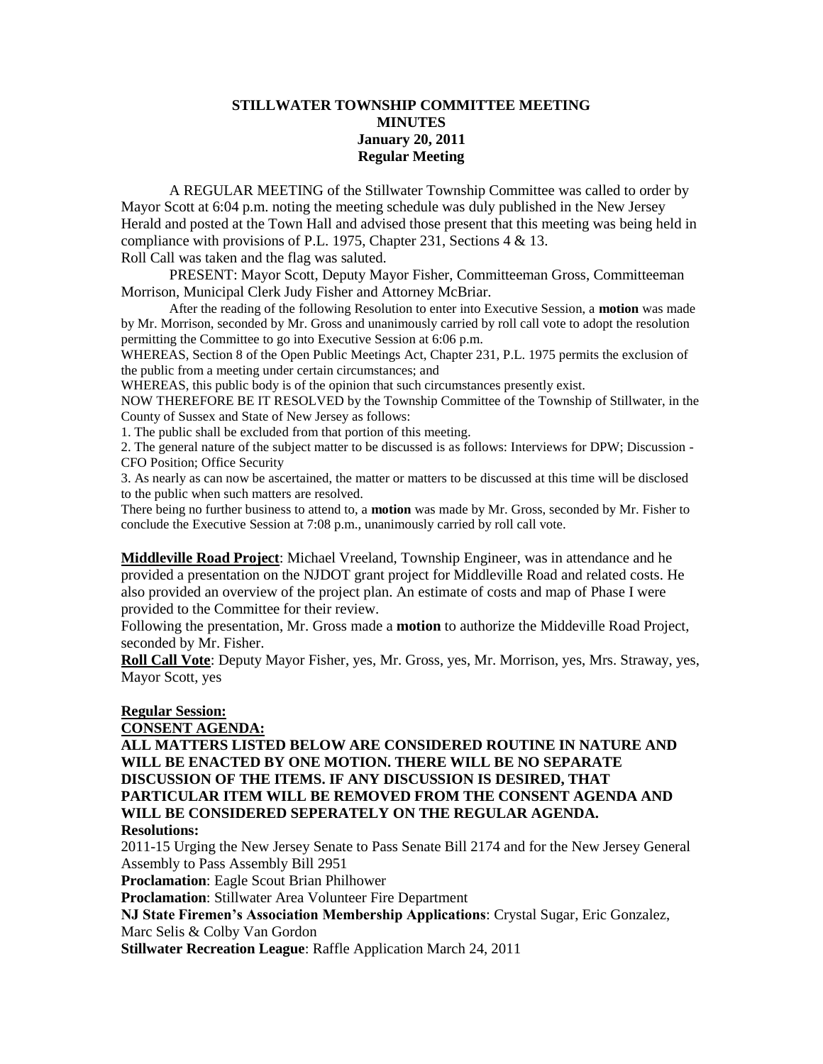# STILLWATER TOWNSHIP COMMITTEE MEETING
## MINUTES
### January 20, 2011
### Regular Meeting

A REGULAR MEETING of the Stillwater Township Committee was called to order by Mayor Scott at 6:04 p.m. noting the meeting schedule was duly published in the New Jersey Herald and posted at the Town Hall and advised those present that this meeting was being held in compliance with provisions of P.L. 1975, Chapter 231, Sections 4 & 13.

Roll Call was taken and the flag was saluted.

PRESENT: Mayor Scott, Deputy Mayor Fisher, Committeeman Gross, Committeeman Morrison, Municipal Clerk Judy Fisher and Attorney McBriar.

After the reading of the following Resolution to enter into Executive Session, a **motion** was made by Mr. Morrison, seconded by Mr. Gross and unanimously carried by roll call vote to adopt the resolution permitting the Committee to go into Executive Session at 6:06 p.m.

WHEREAS, Section 8 of the Open Public Meetings Act, Chapter 231, P.L. 1975 permits the exclusion of the public from a meeting under certain circumstances; and

WHEREAS, this public body is of the opinion that such circumstances presently exist.

NOW THEREFORE BE IT RESOLVED by the Township Committee of the Township of Stillwater, in the County of Sussex and State of New Jersey as follows:

1. The public shall be excluded from that portion of this meeting.
2. The general nature of the subject matter to be discussed is as follows: Interviews for DPW; Discussion - CFO Position; Office Security
3. As nearly as can now be ascertained, the matter or matters to be discussed at this time will be disclosed to the public when such matters are resolved.

There being no further business to attend to, a **motion** was made by Mr. Gross, seconded by Mr. Fisher to conclude the Executive Session at 7:08 p.m., unanimously carried by roll call vote.

**Middleville Road Project**: Michael Vreeland, Township Engineer, was in attendance and he provided a presentation on the NJDOT grant project for Middleville Road and related costs. He also provided an overview of the project plan. An estimate of costs and map of Phase I were provided to the Committee for their review.

Following the presentation, Mr. Gross made a **motion** to authorize the Middeville Road Project, seconded by Mr. Fisher.

**Roll Call Vote**: Deputy Mayor Fisher, yes, Mr. Gross, yes, Mr. Morrison, yes, Mrs. Straway, yes, Mayor Scott, yes

**Regular Session:**

**CONSENT AGENDA:**

**ALL MATTERS LISTED BELOW ARE CONSIDERED ROUTINE IN NATURE AND WILL BE ENACTED BY ONE MOTION. THERE WILL BE NO SEPARATE DISCUSSION OF THE ITEMS. IF ANY DISCUSSION IS DESIRED, THAT PARTICULAR ITEM WILL BE REMOVED FROM THE CONSENT AGENDA AND WILL BE CONSIDERED SEPERATELY ON THE REGULAR AGENDA.**

**Resolutions:**

2011-15 Urging the New Jersey Senate to Pass Senate Bill 2174 and for the New Jersey General Assembly to Pass Assembly Bill 2951

**Proclamation**: Eagle Scout Brian Philhower

**Proclamation**: Stillwater Area Volunteer Fire Department

**NJ State Firemen's Association Membership Applications**: Crystal Sugar, Eric Gonzalez, Marc Selis & Colby Van Gordon

**Stillwater Recreation League**: Raffle Application March 24, 2011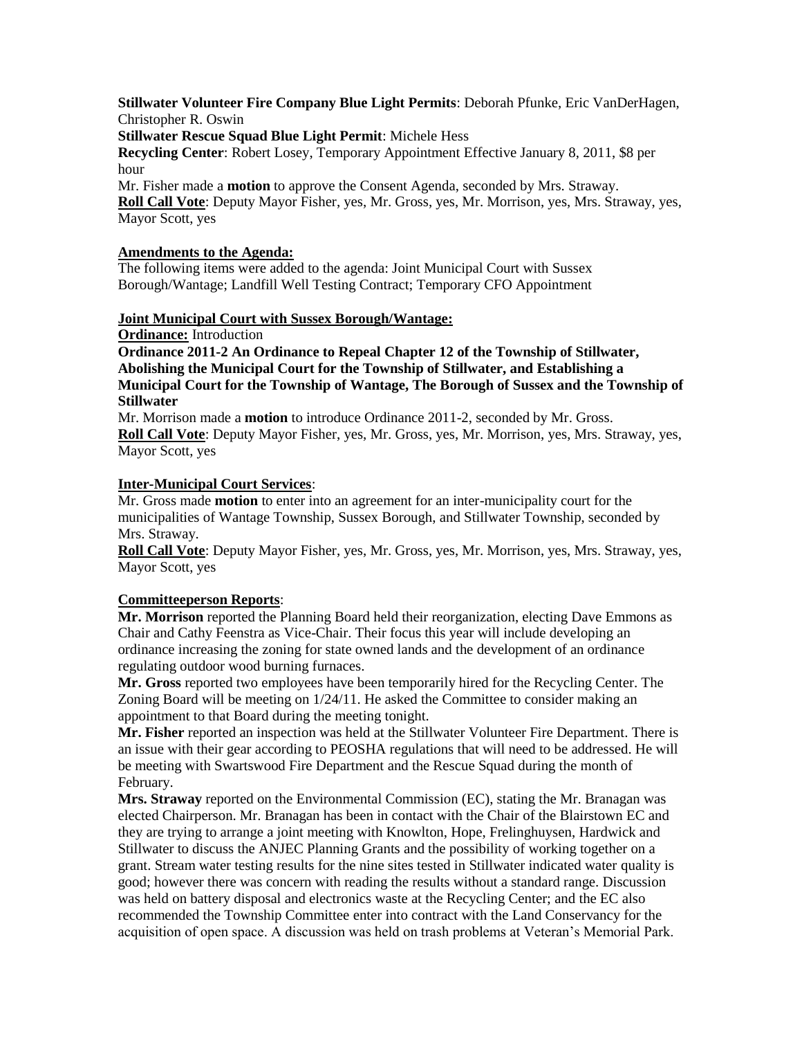**Stillwater Volunteer Fire Company Blue Light Permits**: Deborah Pfunke, Eric VanDerHagen, Christopher R. Oswin

**Stillwater Rescue Squad Blue Light Permit**: Michele Hess

**Recycling Center**: Robert Losey, Temporary Appointment Effective January 8, 2011, $8 per hour

Mr. Fisher made a **motion** to approve the Consent Agenda, seconded by Mrs. Straway.

**Roll Call Vote**: Deputy Mayor Fisher, yes, Mr. Gross, yes, Mr. Morrison, yes, Mrs. Straway, yes, Mayor Scott, yes

**Amendments to the Agenda:**

The following items were added to the agenda: Joint Municipal Court with Sussex Borough/Wantage; Landfill Well Testing Contract; Temporary CFO Appointment

**Joint Municipal Court with Sussex Borough/Wantage:**

**Ordinance:** Introduction

**Ordinance 2011-2 An Ordinance to Repeal Chapter 12 of the Township of Stillwater, Abolishing the Municipal Court for the Township of Stillwater, and Establishing a Municipal Court for the Township of Wantage, The Borough of Sussex and the Township of Stillwater**

Mr. Morrison made a **motion** to introduce Ordinance 2011-2, seconded by Mr. Gross.

**Roll Call Vote**: Deputy Mayor Fisher, yes, Mr. Gross, yes, Mr. Morrison, yes, Mrs. Straway, yes, Mayor Scott, yes

**Inter-Municipal Court Services**:

Mr. Gross made **motion** to enter into an agreement for an inter-municipality court for the municipalities of Wantage Township, Sussex Borough, and Stillwater Township, seconded by Mrs. Straway.

**Roll Call Vote**: Deputy Mayor Fisher, yes, Mr. Gross, yes, Mr. Morrison, yes, Mrs. Straway, yes, Mayor Scott, yes

**Committeeperson Reports**:

**Mr. Morrison** reported the Planning Board held their reorganization, electing Dave Emmons as Chair and Cathy Feenstra as Vice-Chair. Their focus this year will include developing an ordinance increasing the zoning for state owned lands and the development of an ordinance regulating outdoor wood burning furnaces.

**Mr. Gross** reported two employees have been temporarily hired for the Recycling Center. The Zoning Board will be meeting on 1/24/11. He asked the Committee to consider making an appointment to that Board during the meeting tonight.

**Mr. Fisher** reported an inspection was held at the Stillwater Volunteer Fire Department. There is an issue with their gear according to PEOSHA regulations that will need to be addressed. He will be meeting with Swartswood Fire Department and the Rescue Squad during the month of February.

**Mrs. Straway** reported on the Environmental Commission (EC), stating the Mr. Branagan was elected Chairperson. Mr. Branagan has been in contact with the Chair of the Blairstown EC and they are trying to arrange a joint meeting with Knowlton, Hope, Frelinghuysen, Hardwick and Stillwater to discuss the ANJEC Planning Grants and the possibility of working together on a grant. Stream water testing results for the nine sites tested in Stillwater indicated water quality is good; however there was concern with reading the results without a standard range. Discussion was held on battery disposal and electronics waste at the Recycling Center; and the EC also recommended the Township Committee enter into contract with the Land Conservancy for the acquisition of open space. A discussion was held on trash problems at Veteran's Memorial Park.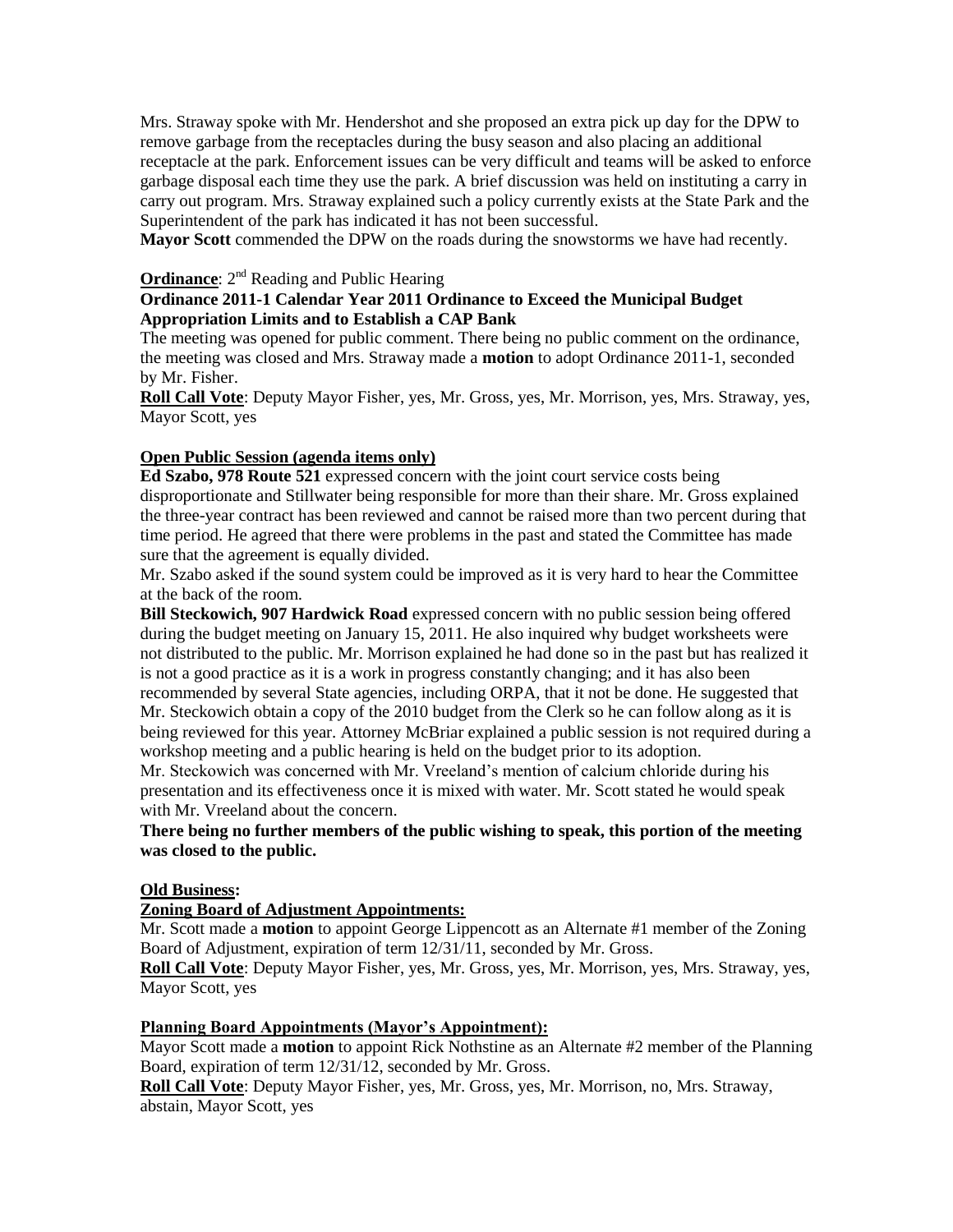Mrs. Straway spoke with Mr. Hendershot and she proposed an extra pick up day for the DPW to remove garbage from the receptacles during the busy season and also placing an additional receptacle at the park. Enforcement issues can be very difficult and teams will be asked to enforce garbage disposal each time they use the park. A brief discussion was held on instituting a carry in carry out program. Mrs. Straway explained such a policy currently exists at the State Park and the Superintendent of the park has indicated it has not been successful.

**Mayor Scott** commended the DPW on the roads during the snowstorms we have had recently.

**Ordinance**: 2nd Reading and Public Hearing

**Ordinance 2011-1 Calendar Year 2011 Ordinance to Exceed the Municipal Budget Appropriation Limits and to Establish a CAP Bank**

The meeting was opened for public comment. There being no public comment on the ordinance, the meeting was closed and Mrs. Straway made a **motion** to adopt Ordinance 2011-1, seconded by Mr. Fisher.

**Roll Call Vote**: Deputy Mayor Fisher, yes, Mr. Gross, yes, Mr. Morrison, yes, Mrs. Straway, yes, Mayor Scott, yes

**Open Public Session (agenda items only)**

**Ed Szabo, 978 Route 521** expressed concern with the joint court service costs being disproportionate and Stillwater being responsible for more than their share. Mr. Gross explained the three-year contract has been reviewed and cannot be raised more than two percent during that time period. He agreed that there were problems in the past and stated the Committee has made sure that the agreement is equally divided.

Mr. Szabo asked if the sound system could be improved as it is very hard to hear the Committee at the back of the room.

**Bill Steckowich, 907 Hardwick Road** expressed concern with no public session being offered during the budget meeting on January 15, 2011. He also inquired why budget worksheets were not distributed to the public. Mr. Morrison explained he had done so in the past but has realized it is not a good practice as it is a work in progress constantly changing; and it has also been recommended by several State agencies, including ORPA, that it not be done. He suggested that Mr. Steckowich obtain a copy of the 2010 budget from the Clerk so he can follow along as it is being reviewed for this year. Attorney McBriar explained a public session is not required during a workshop meeting and a public hearing is held on the budget prior to its adoption.

Mr. Steckowich was concerned with Mr. Vreeland's mention of calcium chloride during his presentation and its effectiveness once it is mixed with water. Mr. Scott stated he would speak with Mr. Vreeland about the concern.

**There being no further members of the public wishing to speak, this portion of the meeting was closed to the public.**

**Old Business:**

**Zoning Board of Adjustment Appointments:**

Mr. Scott made a **motion** to appoint George Lippencott as an Alternate #1 member of the Zoning Board of Adjustment, expiration of term 12/31/11, seconded by Mr. Gross.

**Roll Call Vote**: Deputy Mayor Fisher, yes, Mr. Gross, yes, Mr. Morrison, yes, Mrs. Straway, yes, Mayor Scott, yes

**Planning Board Appointments (Mayor's Appointment):**

Mayor Scott made a **motion** to appoint Rick Nothstine as an Alternate #2 member of the Planning Board, expiration of term 12/31/12, seconded by Mr. Gross.

**Roll Call Vote**: Deputy Mayor Fisher, yes, Mr. Gross, yes, Mr. Morrison, no, Mrs. Straway, abstain, Mayor Scott, yes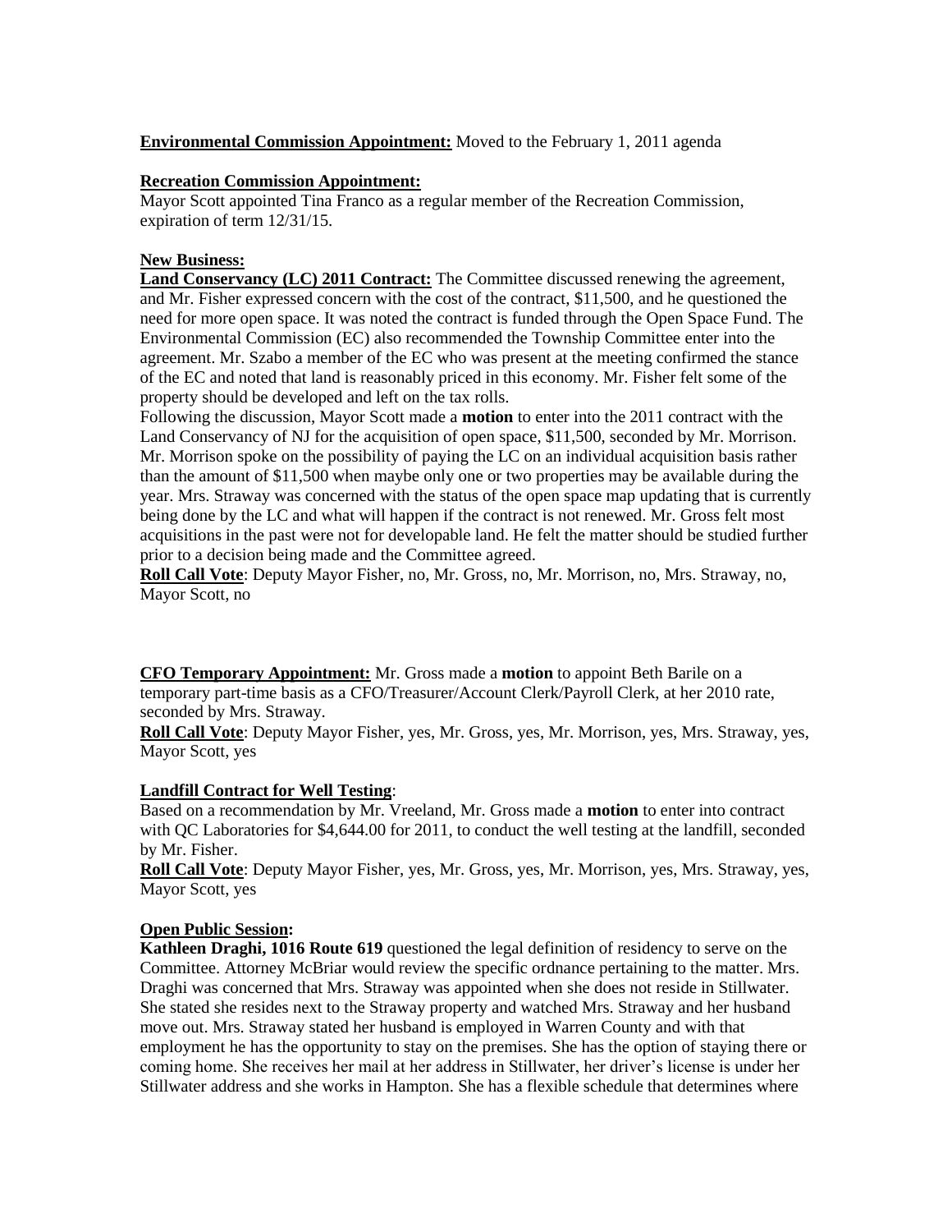**Environmental Commission Appointment:** Moved to the February 1, 2011 agenda

**Recreation Commission Appointment:**
Mayor Scott appointed Tina Franco as a regular member of the Recreation Commission, expiration of term 12/31/15.

**New Business:**
**Land Conservancy (LC) 2011 Contract:** The Committee discussed renewing the agreement, and Mr. Fisher expressed concern with the cost of the contract, $11,500, and he questioned the need for more open space. It was noted the contract is funded through the Open Space Fund. The Environmental Commission (EC) also recommended the Township Committee enter into the agreement. Mr. Szabo a member of the EC who was present at the meeting confirmed the stance of the EC and noted that land is reasonably priced in this economy. Mr. Fisher felt some of the property should be developed and left on the tax rolls.
Following the discussion, Mayor Scott made a **motion** to enter into the 2011 contract with the Land Conservancy of NJ for the acquisition of open space, $11,500, seconded by Mr. Morrison. Mr. Morrison spoke on the possibility of paying the LC on an individual acquisition basis rather than the amount of $11,500 when maybe only one or two properties may be available during the year. Mrs. Straway was concerned with the status of the open space map updating that is currently being done by the LC and what will happen if the contract is not renewed. Mr. Gross felt most acquisitions in the past were not for developable land. He felt the matter should be studied further prior to a decision being made and the Committee agreed.
**Roll Call Vote**: Deputy Mayor Fisher, no, Mr. Gross, no, Mr. Morrison, no, Mrs. Straway, no, Mayor Scott, no

**CFO Temporary Appointment:** Mr. Gross made a **motion** to appoint Beth Barile on a temporary part-time basis as a CFO/Treasurer/Account Clerk/Payroll Clerk, at her 2010 rate, seconded by Mrs. Straway.
**Roll Call Vote**: Deputy Mayor Fisher, yes, Mr. Gross, yes, Mr. Morrison, yes, Mrs. Straway, yes, Mayor Scott, yes

**Landfill Contract for Well Testing**:
Based on a recommendation by Mr. Vreeland, Mr. Gross made a **motion** to enter into contract with QC Laboratories for $4,644.00 for 2011, to conduct the well testing at the landfill, seconded by Mr. Fisher.
**Roll Call Vote**: Deputy Mayor Fisher, yes, Mr. Gross, yes, Mr. Morrison, yes, Mrs. Straway, yes, Mayor Scott, yes

**Open Public Session:**
**Kathleen Draghi, 1016 Route 619** questioned the legal definition of residency to serve on the Committee. Attorney McBriar would review the specific ordnance pertaining to the matter. Mrs. Draghi was concerned that Mrs. Straway was appointed when she does not reside in Stillwater. She stated she resides next to the Straway property and watched Mrs. Straway and her husband move out. Mrs. Straway stated her husband is employed in Warren County and with that employment he has the opportunity to stay on the premises. She has the option of staying there or coming home. She receives her mail at her address in Stillwater, her driver's license is under her Stillwater address and she works in Hampton. She has a flexible schedule that determines where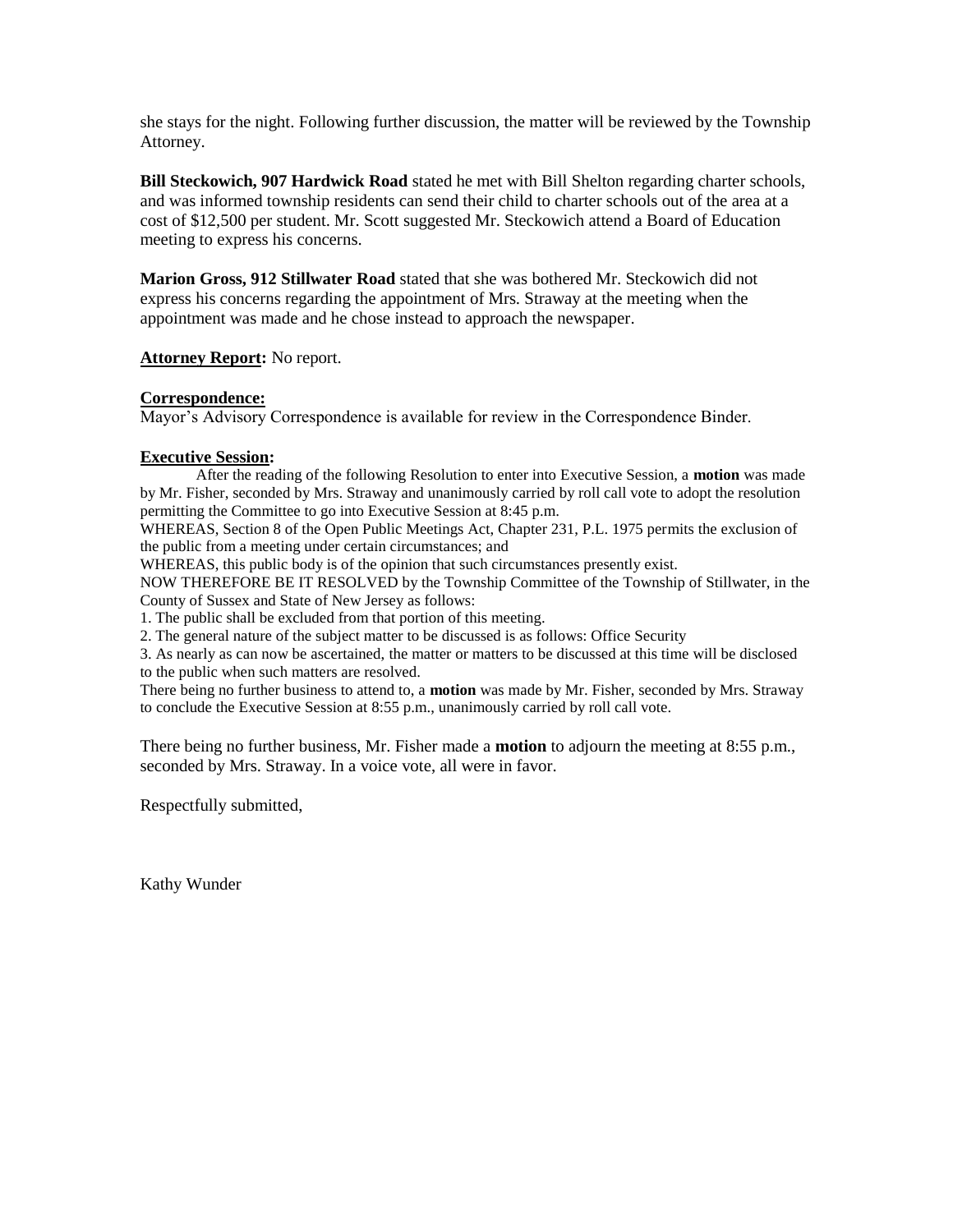she stays for the night. Following further discussion, the matter will be reviewed by the Township Attorney.

**Bill Steckowich, 907 Hardwick Road** stated he met with Bill Shelton regarding charter schools, and was informed township residents can send their child to charter schools out of the area at a cost of $12,500 per student. Mr. Scott suggested Mr. Steckowich attend a Board of Education meeting to express his concerns.

**Marion Gross, 912 Stillwater Road** stated that she was bothered Mr. Steckowich did not express his concerns regarding the appointment of Mrs. Straway at the meeting when the appointment was made and he chose instead to approach the newspaper.

**Attorney Report:** No report.

**Correspondence:**
Mayor's Advisory Correspondence is available for review in the Correspondence Binder.

**Executive Session:**

After the reading of the following Resolution to enter into Executive Session, a **motion** was made by Mr. Fisher, seconded by Mrs. Straway and unanimously carried by roll call vote to adopt the resolution permitting the Committee to go into Executive Session at 8:45 p.m.

WHEREAS, Section 8 of the Open Public Meetings Act, Chapter 231, P.L. 1975 permits the exclusion of the public from a meeting under certain circumstances; and

WHEREAS, this public body is of the opinion that such circumstances presently exist.

NOW THEREFORE BE IT RESOLVED by the Township Committee of the Township of Stillwater, in the County of Sussex and State of New Jersey as follows:

1. The public shall be excluded from that portion of this meeting.
2. The general nature of the subject matter to be discussed is as follows: Office Security
3. As nearly as can now be ascertained, the matter or matters to be discussed at this time will be disclosed to the public when such matters are resolved.

There being no further business to attend to, a **motion** was made by Mr. Fisher, seconded by Mrs. Straway to conclude the Executive Session at 8:55 p.m., unanimously carried by roll call vote.

There being no further business, Mr. Fisher made a **motion** to adjourn the meeting at 8:55 p.m., seconded by Mrs. Straway. In a voice vote, all were in favor.

Respectfully submitted,

Kathy Wunder